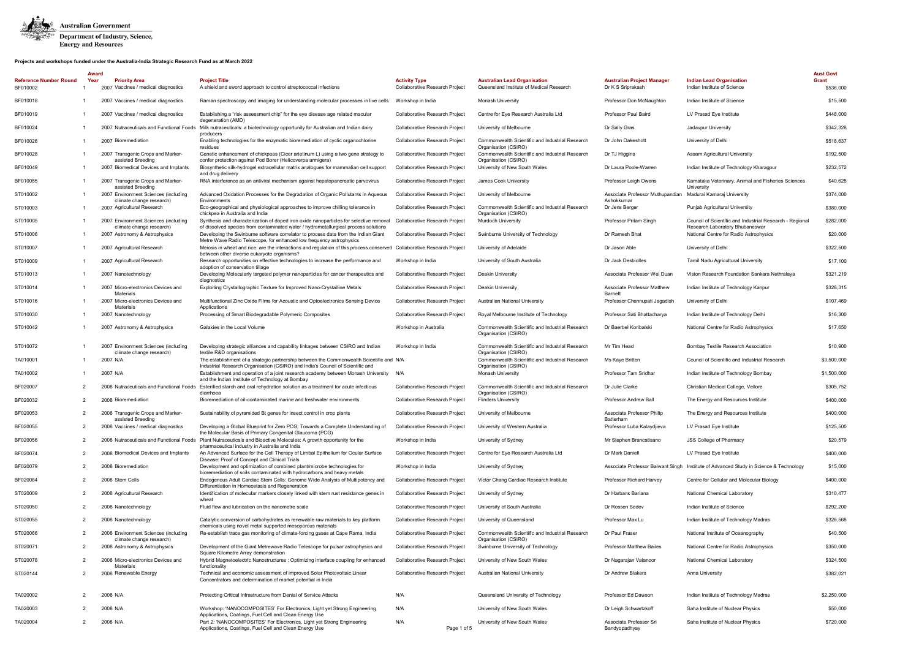Australian Government

Department of Industry, Science, Energy and Resources

**Projects and workshops funded under the Australia-India Strategic Research Fund as at March 2022**

| Reference Number | Round | Award Year | Priority Area | Project Title | Activity Type | Australian Lead Organisation | Australian Project Manager | Indian Lead Organisation | Aust Govt Grant |
|---|---|---|---|---|---|---|---|---|---|
| BF010002 | 1 | 2007 | Vaccines / medical diagnostics | A shield and sword approach to control streptococcal infections | Collaborative Research Project | Queensland Institute of Medical Research | Dr K S Sriprakash | Indian Institute of Science | $536,000 |
| BF010018 | 1 | 2007 | Vaccines / medical diagnostics | Raman spectroscopy and imaging for understanding molecular processes in live cells | Workshop in India | Monash University | Professor Don McNaughton | Indian Institute of Science | $15,500 |
| BF010019 | 1 | 2007 | Vaccines / medical diagnostics | Establishing a "risk assessment chip" for the eye disease age related macular degeneration (AMD) | Collaborative Research Project | Centre for Eye Research Australia Ltd | Professor Paul Baird | LV Prasad Eye Institute | $448,000 |
| BF010024 | 1 | 2007 | Nutraceuticals and Functional Foods | Milk nutraceuticals: a biotechnology opportunity for Australian and Indian dairy producers | Collaborative Research Project | University of Melbourne | Dr Sally Gras | Jadavpur University | $342,328 |
| BF010026 | 1 | 2007 | Bioremediation | Enabling technologies for the enzymatic bioremediation of cyclic organochlorine residues | Collaborative Research Project | Commonwealth Scientific and Industrial Research Organisation (CSIRO) | Dr John Oakeshott | University of Delhi | $518,637 |
| BF010028 | 1 | 2007 | Transgenic Crops and Marker-assisted Breeding | Genetic enhancement of chickpeas (Cicer arietinum L) using a two gene strategy to confer protection against Pod Borer (Helicoverpa armigera) | Collaborative Research Project | Commonwealth Scientific and Industrial Research Organisation (CSIRO) | Dr TJ Higgins | Assam Agricultural University | $192,500 |
| BF010049 | 1 | 2007 | Biomedical Devices and Implants | Biosynthetic silk-hydrogel extracellular matrix analogues for mammalian cell support and drug delivery | Collaborative Research Project | University of New South Wales | Dr Laura Poole-Warren | Indian Institute of Technology Kharagpur | $232,572 |
| BF010055 | 1 | 2007 | Transgenic Crops and Marker-assisted Breeding | RNA interference as an antiviral mechanism against hepatopancreatic parvovirus | Collaborative Research Project | James Cook University | Professor Leigh Owens | Karnataka Veterinary, Animal and Fisheries Sciences University | $40,625 |
| ST010002 | 1 | 2007 | Environment Sciences (including climate change research) | Advanced Oxidation Processes for the Degradation of Organic Pollutants in Aqueous Environments | Collaborative Research Project | University of Melbourne | Associate Professor Muthupandian Ashokkumar | Madurai Kamaraj University | $374,000 |
| ST010003 | 1 | 2007 | Agricultural Research | Eco-geographical and physiological approaches to improve chilling tolerance in chickpea in Australia and India | Collaborative Research Project | Commonwealth Scientific and Industrial Research Organisation (CSIRO) | Dr Jens Berger | Punjab Agricultural University | $380,000 |
| ST010005 | 1 | 2007 | Environment Sciences (including climate change research) | Synthesis and characterization of doped iron oxide nanoparticles for selective removal of dissolved species from contaminated water / hydrometallurgical process solutions | Collaborative Research Project | Murdoch University | Professor Pritam Singh | Council of Scientific and Industrial Research - Regional Research Laboratory Bhubaneswar | $282,000 |
| ST010006 | 1 | 2007 | Astronomy & Astrophysics | Developing the Swinburne software correlator to process data from the Indian Giant Metre Wave Radio Telescope, for enhanced low frequency astrophysics | Collaborative Research Project | Swinburne University of Technology | Dr Ramesh Bhat | National Centre for Radio Astrophysics | $20,000 |
| ST010007 | 1 | 2007 | Agricultural Research | Meiosis in wheat and rice: are the interactions and regulation of this process conserved between other diverse eukaryote organisms? | Collaborative Research Project | University of Adelaide | Dr Jason Able | University of Delhi | $322,500 |
| ST010009 | 1 | 2007 | Agricultural Research | Research opportunities on effective technologies to increase the performance and adoption of conservation tillage | Workshop in India | University of South Australia | Dr Jack Desbiolles | Tamil Nadu Agricultural University | $17,100 |
| ST010013 | 1 | 2007 | Nanotechnology | Developing Molecularly targeted polymer nanoparticles for cancer therapeutics and diagnostics | Collaborative Research Project | Deakin University | Associate Professor Wei Duan | Vision Research Foundation Sankara Nethralaya | $321,219 |
| ST010014 | 1 | 2007 | Micro-electronics Devices and Materials | Exploiting Crystallographic Texture for Improved Nano-Crystalline Metals | Collaborative Research Project | Deakin University | Associate Professor Matthew Barnett | Indian Institute of Technology Kanpur | $328,315 |
| ST010016 | 1 | 2007 | Micro-electronics Devices and Materials | Multifunctional Zinc Oxide Films for Acoustic and Optoelectronics Sensing Device Applications | Collaborative Research Project | Australian National University | Professor Chennupati Jagadish | University of Delhi | $107,469 |
| ST010030 | 1 | 2007 | Nanotechnology | Processing of Smart Biodegradable Polymeric Composites | Collaborative Research Project | Royal Melbourne Institute of Technology | Professor Sati Bhattacharya | Indian Institute of Technology Delhi | $16,300 |
| ST010042 | 1 | 2007 | Astronomy & Astrophysics | Galaxies in the Local Volume | Workshop in Australia | Commonwealth Scientific and Industrial Research Organisation (CSIRO) | Dr Baerbel Koribalski | National Centre for Radio Astrophysics | $17,650 |
| ST010072 | 1 | 2007 | Environment Sciences (including climate change research) | Developing strategic alliances and capability linkages between CSIRO and Indian textile R&D organisations | Workshop in India | Commonwealth Scientific and Industrial Research Organisation (CSIRO) | Mr Tim Head | Bombay Textile Research Association | $10,900 |
| TA010001 | 1 | 2007 | N/A | The establishment of a strategic partnership between the Commonwealth Scientific and Industrial Research Organisation (CSIRO) and India's Council of Scientific and | N/A | Commonwealth Scientific and Industrial Research Organisation (CSIRO) | Ms Kaye Britten | Council of Scientific and Industrial Research | $3,500,000 |
| TA010002 | 1 | 2007 | N/A | Establishment and operation of a joint research academy between Monash University and the Indian Institute of Technology at Bombay | N/A | Monash University | Professor Tam Sridhar | Indian Institute of Technology Bombay | $1,500,000 |
| BF020007 | 2 | 2008 | Nutraceuticals and Functional Foods | Esterified starch and oral rehydration solution as a treatment for acute infectious diarrhoea | Collaborative Research Project | Commonwealth Scientific and Industrial Research Organisation (CSIRO) | Dr Julie Clarke | Christian Medical College, Vellore | $305,752 |
| BF020032 | 2 | 2008 | Bioremediation | Bioremediation of oil-contaminated marine and freshwater environments | Collaborative Research Project | Flinders University | Professor Andrew Ball | The Energy and Resources Institute | $400,000 |
| BF020053 | 2 | 2008 | Transgenic Crops and Marker-assisted Breeding | Sustainability of pyramided Bt genes for insect control in crop plants | Collaborative Research Project | University of Melbourne | Associate Professor Philip Batterham | The Energy and Resources Institute | $400,000 |
| BF020055 | 2 | 2008 | Vaccines / medical diagnostics | Developing a Global Blueprint for Zero PCG: Towards a Complete Understanding of the Molecular Basis of Primary Congenital Glaucoma (PCG) | Collaborative Research Project | University of Western Australia | Professor Luba Kalaydjieva | LV Prasad Eye Institute | $125,500 |
| BF020056 | 2 | 2008 | Nutraceuticals and Functional Foods | Plant Nutraceuticals and Bioactive Molecules: A growth opportunity for the pharmaceutical industry in Australia and India | Workshop in India | University of Sydney | Mr Stephen Brancatisano | JSS College of Pharmacy | $20,579 |
| BF020074 | 2 | 2008 | Biomedical Devices and Implants | An Advanced Surface for the Cell Therapy of Limbal Epithelium for Ocular Surface Disease: Proof of Concept and Clinical Trials | Collaborative Research Project | Centre for Eye Research Australia Ltd | Dr Mark Daniell | LV Prasad Eye Institute | $400,000 |
| BF020079 | 2 | 2008 | Bioremediation | Development and optimization of combined plant/microbe technologies for bioremediation of soils contaminated with hydrocarbons and heavy metals | Workshop in India | University of Sydney | Associate Professor Balwant Singh | Institute of Advanced Study in Science & Technology | $15,000 |
| BF020084 | 2 | 2008 | Stem Cells | Endogenous Adult Cardiac Stem Cells: Genome Wide Analysis of Multipotency and Differentiation in Homeostasis and Regeneration | Collaborative Research Project | Victor Chang Cardiac Research Institute | Professor Richard Harvey | Centre for Cellular and Molecular Biology | $400,000 |
| ST020009 | 2 | 2008 | Agricultural Research | Identification of molecular markers closely linked with stem rust resistance genes in wheat | Collaborative Research Project | University of Sydney | Dr Harbans Bariana | National Chemical Laboratory | $310,477 |
| ST020050 | 2 | 2008 | Nanotechnology | Fluid flow and lubrication on the nanometre scale | Collaborative Research Project | University of South Australia | Dr Rossen Sedev | Indian Institute of Science | $292,200 |
| ST020055 | 2 | 2008 | Nanotechnology | Catalytic conversion of carbohydrates as renewable raw materials to key platform chemicals using novel metal supported mesoporous materials | Collaborative Research Project | University of Queensland | Professor Max Lu | Indian Institute of Technology Madras | $326,568 |
| ST020066 | 2 | 2008 | Environment Sciences (including climate change research) | Re-establish trace gas monitoring of climate-forcing gases at Cape Rama, India | Collaborative Research Project | Commonwealth Scientific and Industrial Research Organisation (CSIRO) | Dr Paul Fraser | National Institute of Oceanography | $40,500 |
| ST020071 | 2 | 2008 | Astronomy & Astrophysics | Development of the Giant Metrewave Radio Telescope for pulsar astrophysics and Square Kilometre Array demonstration | Collaborative Research Project | Swinburne University of Technology | Professor Matthew Bailes | National Centre for Radio Astrophysics | $350,000 |
| ST020078 | 2 | 2008 | Micro-electronics Devices and Materials | Hybrid Magnetoelectric Nanostructures : Optimizing interface coupling for enhanced functionality | Collaborative Research Project | University of New South Wales | Dr Nagarajan Valanoor | National Chemical Laboratory | $324,500 |
| ST020144 | 2 | 2008 | Renewable Energy | Technical and economic assessment of improved Solar Photovoltaic Linear Concentrators and determination of market potential in India | Collaborative Research Project | Australian National University | Dr Andrew Blakers | Anna University | $382,021 |
| TA020002 | 2 | 2008 | N/A | Protecting Critical Infrastructure from Denial of Service Attacks | N/A | Queensland University of Technology | Professor Ed Dawson | Indian Institute of Technology Madras | $2,250,000 |
| TA020003 | 2 | 2008 | N/A | Workshop: 'NANOCOMPOSITES' For Electronics, Light yet Strong Engineering Applications, Coatings, Fuel Cell and Clean Energy Use | N/A | University of New South Wales | Dr Leigh Schwartzkoff | Saha Institute of Nuclear Physics | $50,000 |
| TA020004 | 2 | 2008 | N/A | Part 2: 'NANOCOMPOSITES' For Electronics, Light yet Strong Engineering Applications, Coatings, Fuel Cell and Clean Energy Use | N/A | University of New South Wales | Associate Professor Sri Bandyopadhyay | Saha Institute of Nuclear Physics | $720,000 |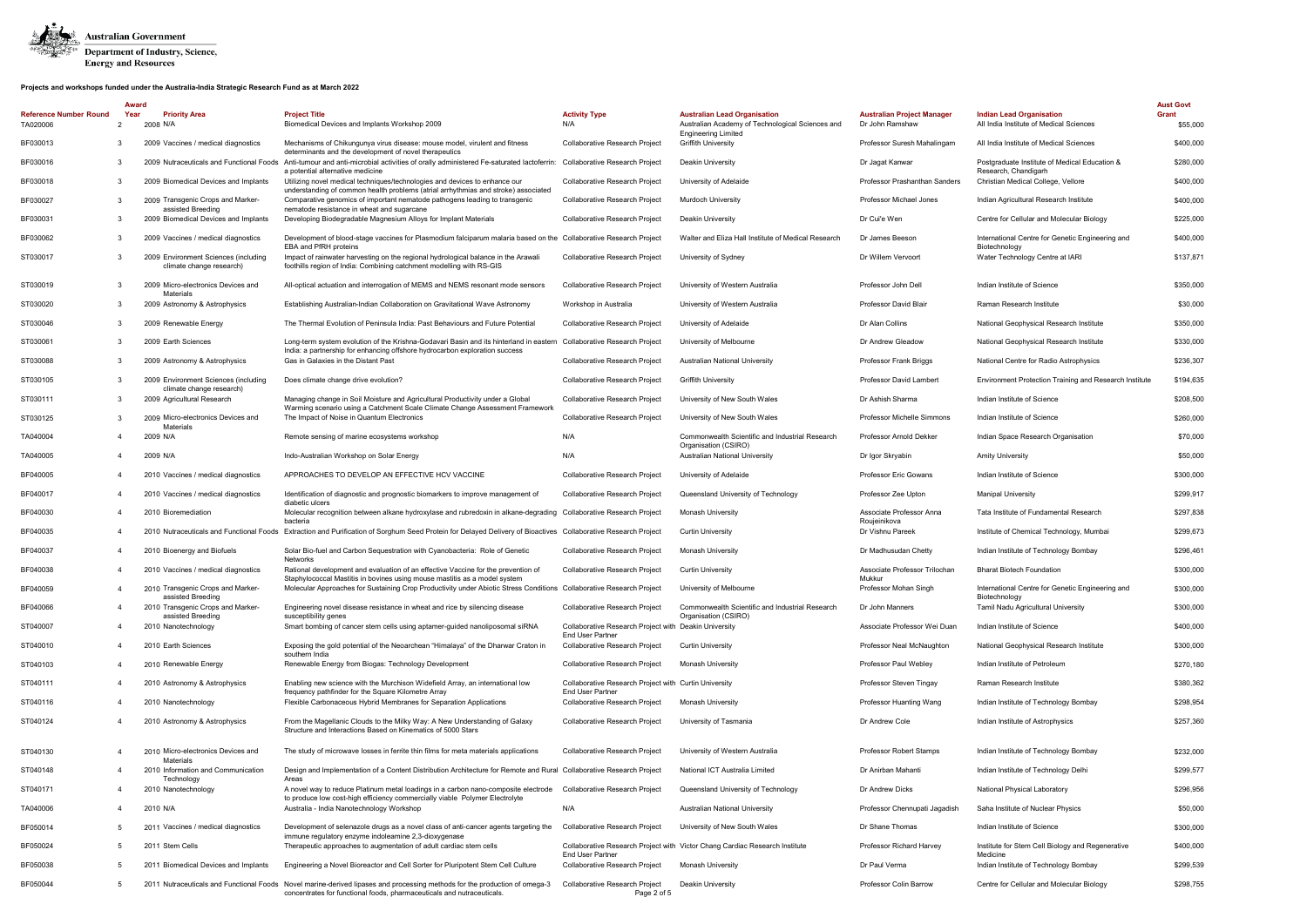Australian Government
Department of Industry, Science, Energy and Resources

**Projects and workshops funded under the Australia-India Strategic Research Fund as at March 2022**

| Reference Number | Round | Award Year | Priority Area | Project Title | Activity Type | Australian Lead Organisation | Australian Project Manager | Indian Lead Organisation | Aust Govt Grant |
|---|---|---|---|---|---|---|---|---|---|
| TA020006 | 2 | 2008 | N/A | Biomedical Devices and Implants Workshop 2009 | N/A | Australian Academy of Technological Sciences and Engineering Limited | Dr John Ramshaw | All India Institute of Medical Sciences | $55,000 |
| BF030013 | 3 | 2009 | Vaccines / medical diagnostics | Mechanisms of Chikungunya virus disease: mouse model, virulent and fitness determinants and the development of novel therapeutics | Collaborative Research Project | Griffith University | Professor Suresh Mahalingam | All India Institute of Medical Sciences | $400,000 |
| BF030016 | 3 | 2009 | Nutraceuticals and Functional Foods | Anti-tumour and anti-microbial activities of orally administered Fe-saturated lactoferrin: a potential alternative medicine | Collaborative Research Project | Deakin University | Dr Jagat Kanwar | Postgraduate Institute of Medical Education & Research, Chandigarh | $280,000 |
| BF030018 | 3 | 2009 | Biomedical Devices and Implants | Utilizing novel medical techniques/technologies and devices to enhance our understanding of common health problems (atrial arrhythmias and stroke) associated | Collaborative Research Project | University of Adelaide | Professor Prashanthan Sanders | Christian Medical College, Vellore | $400,000 |
| BF030027 | 3 | 2009 | Transgenic Crops and Marker-assisted Breeding | Comparative genomics of important nematode pathogens leading to transgenic nematode resistance in wheat and sugarcane | Collaborative Research Project | Murdoch University | Professor Michael Jones | Indian Agricultural Research Institute | $400,000 |
| BF030031 | 3 | 2009 | Biomedical Devices and Implants | Developing Biodegradable Magnesium Alloys for Implant Materials | Collaborative Research Project | Deakin University | Dr Cui'e Wen | Centre for Cellular and Molecular Biology | $225,000 |
| BF030062 | 3 | 2009 | Vaccines / medical diagnostics | Development of blood-stage vaccines for Plasmodium falciparum malaria based on the EBA and PfRH proteins | Collaborative Research Project | Walter and Eliza Hall Institute of Medical Research | Dr James Beeson | International Centre for Genetic Engineering and Biotechnology | $400,000 |
| ST030017 | 3 | 2009 | Environment Sciences (including climate change research) | Impact of rainwater harvesting on the regional hydrological balance in the Arawali foothills region of India: Combining catchment modelling with RS-GIS | Collaborative Research Project | University of Sydney | Dr Willem Vervoort | Water Technology Centre at IARI | $137,871 |
| ST030019 | 3 | 2009 | Micro-electronics Devices and Materials | All-optical actuation and interrogation of MEMS and NEMS resonant mode sensors | Collaborative Research Project | University of Western Australia | Professor John Dell | Indian Institute of Science | $350,000 |
| ST030020 | 3 | 2009 | Astronomy & Astrophysics | Establishing Australian-Indian Collaboration on Gravitational Wave Astronomy | Workshop in Australia | University of Western Australia | Professor David Blair | Raman Research Institute | $30,000 |
| ST030046 | 3 | 2009 | Renewable Energy | The Thermal Evolution of Peninsula India: Past Behaviours and Future Potential | Collaborative Research Project | University of Adelaide | Dr Alan Collins | National Geophysical Research Institute | $350,000 |
| ST030061 | 3 | 2009 | Earth Sciences | Long-term system evolution of the Krishna-Godavari Basin and its hinterland in eastern India: a partnership for enhancing offshore hydrocarbon exploration success | Collaborative Research Project | University of Melbourne | Dr Andrew Gleadow | National Geophysical Research Institute | $330,000 |
| ST030088 | 3 | 2009 | Astronomy & Astrophysics | Gas in Galaxies in the Distant Past | Collaborative Research Project | Australian National University | Professor Frank Briggs | National Centre for Radio Astrophysics | $236,307 |
| ST030105 | 3 | 2009 | Environment Sciences (including climate change research) | Does climate change drive evolution? | Collaborative Research Project | Griffith University | Professor David Lambert | Environment Protection Training and Research Institute | $194,635 |
| ST030111 | 3 | 2009 | Agricultural Research | Managing change in Soil Moisture and Agricultural Productivity under a Global Warming scenario using a Catchment Scale Climate Change Assessment Framework | Collaborative Research Project | University of New South Wales | Dr Ashish Sharma | Indian Institute of Science | $208,500 |
| ST030125 | 3 | 2009 | Micro-electronics Devices and Materials | The Impact of Noise in Quantum Electronics | Collaborative Research Project | University of New South Wales | Professor Michelle Simmons | Indian Institute of Science | $260,000 |
| TA040004 | 4 | 2009 | N/A | Remote sensing of marine ecosystems workshop | N/A | Commonwealth Scientific and Industrial Research Organisation (CSIRO) | Professor Arnold Dekker | Indian Space Research Organisation | $70,000 |
| TA040005 | 4 | 2009 | N/A | Indo-Australian Workshop on Solar Energy | N/A | Australian National University | Dr Igor Skryabin | Amity University | $50,000 |
| BF040005 | 4 | 2010 | Vaccines / medical diagnostics | APPROACHES TO DEVELOP AN EFFECTIVE HCV VACCINE | Collaborative Research Project | University of Adelaide | Professor Eric Gowans | Indian Institute of Science | $300,000 |
| BF040017 | 4 | 2010 | Vaccines / medical diagnostics | Identification of diagnostic and prognostic biomarkers to improve management of diabetic ulcers | Collaborative Research Project | Queensland University of Technology | Professor Zee Upton | Manipal University | $299,917 |
| BF040030 | 4 | 2010 | Bioremediation | Molecular recognition between alkane hydroxylase and rubredoxin in alkane-degrading bacteria | Collaborative Research Project | Monash University | Associate Professor Anna Roujeinikova | Tata Institute of Fundamental Research | $297,838 |
| BF040035 | 4 | 2010 | Nutraceuticals and Functional Foods | Extraction and Purification of Sorghum Seed Protein for Delayed Delivery of Bioactives | Collaborative Research Project | Curtin University | Dr Vishnu Pareek | Institute of Chemical Technology, Mumbai | $299,673 |
| BF040037 | 4 | 2010 | Bioenergy and Biofuels | Solar Bio-fuel and Carbon Sequestration with Cyanobacteria: Role of Genetic Networks | Collaborative Research Project | Monash University | Dr Madhusudan Chetty | Indian Institute of Technology Bombay | $296,461 |
| BF040038 | 4 | 2010 | Vaccines / medical diagnostics | Rational development and evaluation of an effective Vaccine for the prevention of Staphylococcal Mastitis in bovines using mouse mastitis as a model system | Collaborative Research Project | Curtin University | Associate Professor Trilochan Mukkur | Bharat Biotech Foundation | $300,000 |
| BF040059 | 4 | 2010 | Transgenic Crops and Marker-assisted Breeding | Molecular Approaches for Sustaining Crop Productivity under Abiotic Stress Conditions | Collaborative Research Project | University of Melbourne | Professor Mohan Singh | International Centre for Genetic Engineering and Biotechnology | $300,000 |
| BF040066 | 4 | 2010 | Transgenic Crops and Marker-assisted Breeding | Engineering novel disease resistance in wheat and rice by silencing disease susceptibility genes | Collaborative Research Project | Commonwealth Scientific and Industrial Research Organisation (CSIRO) | Dr John Manners | Tamil Nadu Agricultural University | $300,000 |
| ST040007 | 4 | 2010 | Nanotechnology | Smart bombing of cancer stem cells using aptamer-guided nanoliposomal siRNA | Collaborative Research Project with End User Partner | Deakin University | Associate Professor Wei Duan | Indian Institute of Science | $400,000 |
| ST040010 | 4 | 2010 | Earth Sciences | Exposing the gold potential of the Neoarchean "Himalaya" of the Dharwar Craton in southern India | Collaborative Research Project | Curtin University | Professor Neal McNaughton | National Geophysical Research Institute | $300,000 |
| ST040103 | 4 | 2010 | Renewable Energy | Renewable Energy from Biogas: Technology Development | Collaborative Research Project | Monash University | Professor Paul Webley | Indian Institute of Petroleum | $270,180 |
| ST040111 | 4 | 2010 | Astronomy & Astrophysics | Enabling new science with the Murchison Widefield Array, an international low frequency pathfinder for the Square Kilometre Array | Collaborative Research Project with End User Partner | Curtin University | Professor Steven Tingay | Raman Research Institute | $380,362 |
| ST040116 | 4 | 2010 | Nanotechnology | Flexible Carbonaceous Hybrid Membranes for Separation Applications | Collaborative Research Project | Monash University | Professor Huanting Wang | Indian Institute of Technology Bombay | $298,954 |
| ST040124 | 4 | 2010 | Astronomy & Astrophysics | From the Magellanic Clouds to the Milky Way: A New Understanding of Galaxy Structure and Interactions Based on Kinematics of 5000 Stars | Collaborative Research Project | University of Tasmania | Dr Andrew Cole | Indian Institute of Astrophysics | $257,360 |
| ST040130 | 4 | 2010 | Micro-electronics Devices and Materials | The study of microwave losses in ferrite thin films for meta materials applications | Collaborative Research Project | University of Western Australia | Professor Robert Stamps | Indian Institute of Technology Bombay | $232,000 |
| ST040148 | 4 | 2010 | Information and Communication Technology | Design and Implementation of a Content Distribution Architecture for Remote and Rural Areas | Collaborative Research Project | National ICT Australia Limited | Dr Anirban Mahanti | Indian Institute of Technology Delhi | $299,577 |
| ST040171 | 4 | 2010 | Nanotechnology | A novel way to reduce Platinum metal loadings in a carbon nano-composite electrode to produce low cost-high efficiency commercially viable Polymer Electrolyte | Collaborative Research Project | Queensland University of Technology | Dr Andrew Dicks | National Physical Laboratory | $296,956 |
| TA040006 | 4 | 2010 | N/A | Australia - India Nanotechnology Workshop | N/A | Australian National University | Professor Chennupati Jagadish | Saha Institute of Nuclear Physics | $50,000 |
| BF050014 | 5 | 2011 | Vaccines / medical diagnostics | Development of selenazole drugs as a novel class of anti-cancer agents targeting the immune regulatory enzyme indoleamine 2,3-dioxygenase | Collaborative Research Project | University of New South Wales | Dr Shane Thomas | Indian Institute of Science | $300,000 |
| BF050024 | 5 | 2011 | Stem Cells | Therapeutic approaches to augmentation of adult cardiac stem cells | Collaborative Research Project with End User Partner | Victor Chang Cardiac Research Institute | Professor Richard Harvey | Institute for Stem Cell Biology and Regenerative Medicine | $400,000 |
| BF050038 | 5 | 2011 | Biomedical Devices and Implants | Engineering a Novel Bioreactor and Cell Sorter for Pluripotent Stem Cell Culture | Collaborative Research Project | Monash University | Dr Paul Verma | Indian Institute of Technology Bombay | $299,539 |
| BF050044 | 5 | 2011 | Nutraceuticals and Functional Foods | Novel marine-derived lipases and processing methods for the production of omega-3 concentrates for functional foods, pharmaceuticals and nutraceuticals. | Collaborative Research Project | Deakin University | Professor Colin Barrow | Centre for Cellular and Molecular Biology | $298,755 |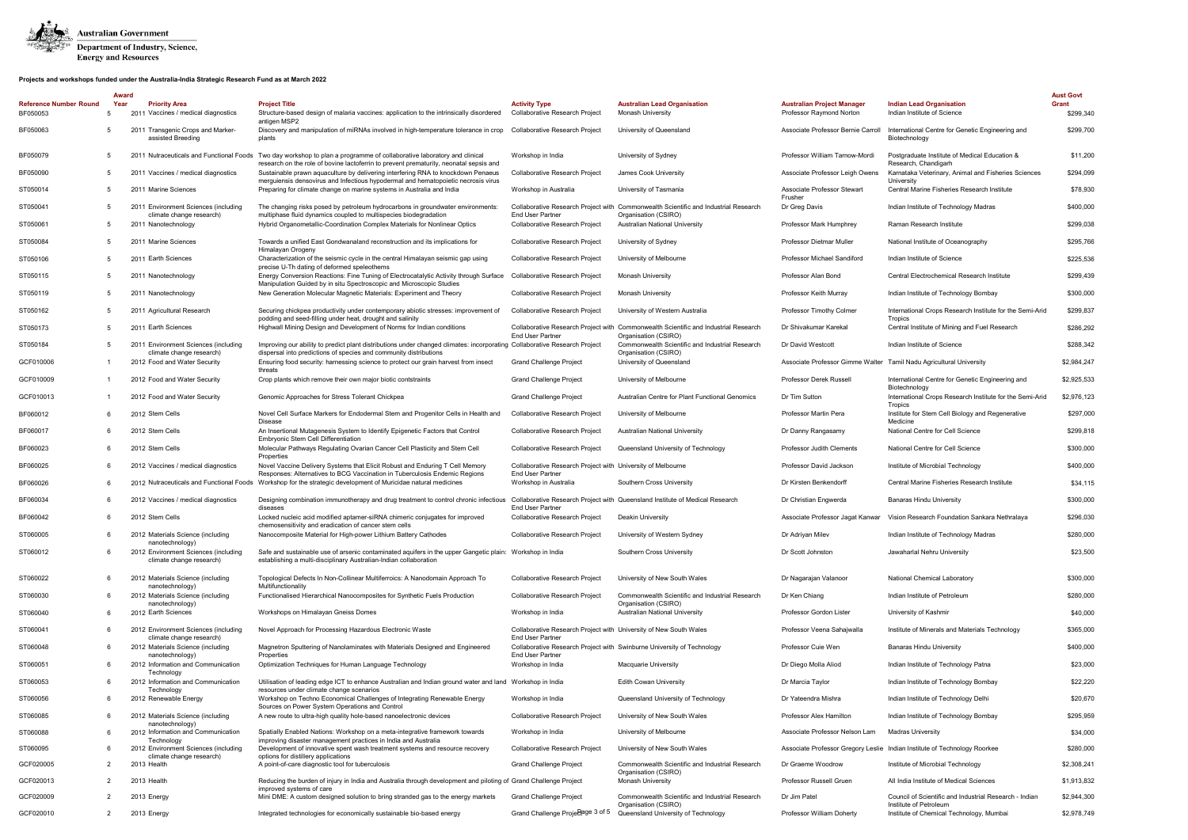Australian Government

Department of Industry, Science, Energy and Resources

**Projects and workshops funded under the Australia-India Strategic Research Fund as at March 2022**

| Reference Number | Round | Award Year | Priority Area | Project Title | Activity Type | Australian Lead Organisation | Australian Project Manager | Indian Lead Organisation | Aust Govt Grant |
|---|---|---|---|---|---|---|---|---|---|
| BF050053 | 5 | 2011 | Vaccines / medical diagnostics | Structure-based design of malaria vaccines: application to the intrinsically disordered antigen MSP2 | Collaborative Research Project | Monash University | Professor Raymond Norton | Indian Institute of Science | $299,340 |
| BF050063 | 5 | 2011 | Transgenic Crops and Marker-assisted Breeding | Discovery and manipulation of miRNAs involved in high-temperature tolerance in crop plants | Collaborative Research Project | University of Queensland | Associate Professor Bernie Carroll | International Centre for Genetic Engineering and Biotechnology | $299,700 |
| BF050079 | 5 | 2011 | Nutraceuticals and Functional Foods | Two day workshop to plan a programme of collaborative laboratory and clinical research on the role of bovine lactoferrin to prevent prematurity, neonatal sepsis and | Workshop in India | University of Sydney | Professor William Tarnow-Mordi | Postgraduate Institute of Medical Education & Research, Chandigarh | $11,200 |
| BF050090 | 5 | 2011 | Vaccines / medical diagnostics | Sustainable prawn aquaculture by delivering interfering RNA to knockdown Penaeus merguiensis densovirus and Infectious hypodermal and hematopoietic necrosis virus | Collaborative Research Project | James Cook University | Associate Professor Leigh Owens | Karnataka Veterinary, Animal and Fisheries Sciences University | $294,099 |
| ST050014 | 5 | 2011 | Marine Sciences | Preparing for climate change on marine systems in Australia and India | Workshop in Australia | University of Tasmania | Associate Professor Stewart Frusher | Central Marine Fisheries Research Institute | $78,930 |
| ST050041 | 5 | 2011 | Environment Sciences (including climate change research) | The changing risks posed by petroleum hydrocarbons in groundwater environments: multiphase fluid dynamics coupled to multispecies biodegradation | Collaborative Research Project with End User Partner | Commonwealth Scientific and Industrial Research Organisation (CSIRO) | Dr Greg Davis | Indian Institute of Technology Madras | $400,000 |
| ST050061 | 5 | 2011 | Nanotechnology | Hybrid Organometallic-Coordination Complex Materials for Nonlinear Optics | Collaborative Research Project | Australian National University | Professor Mark Humphrey | Raman Research Institute | $299,038 |
| ST050084 | 5 | 2011 | Marine Sciences | Towards a unified East Gondwanaland reconstruction and its implications for Himalayan Orogeny | Collaborative Research Project | University of Sydney | Professor Dietmar Muller | National Institute of Oceanography | $295,766 |
| ST050106 | 5 | 2011 | Earth Sciences | Characterization of the seismic cycle in the central Himalayan seismic gap using precise U-Th dating of deformed speleothems | Collaborative Research Project | University of Melbourne | Professor Michael Sandiford | Indian Institute of Science | $225,536 |
| ST050115 | 5 | 2011 | Nanotechnology | Energy Conversion Reactions: Fine Tuning of Electrocatalytic Activity through Surface Manipulation Guided by in situ Spectroscopic and Microscopic Studies | Collaborative Research Project | Monash University | Professor Alan Bond | Central Electrochemical Research Institute | $299,439 |
| ST050119 | 5 | 2011 | Nanotechnology | New Generation Molecular Magnetic Materials: Experiment and Theory | Collaborative Research Project | Monash University | Professor Keith Murray | Indian Institute of Technology Bombay | $300,000 |
| ST050162 | 5 | 2011 | Agricultural Research | Securing chickpea productivity under contemporary abiotic stresses: improvement of podding and seed-filling under heat, drought and salinity | Collaborative Research Project | University of Western Australia | Professor Timothy Colmer | International Crops Research Institute for the Semi-Arid Tropics | $299,837 |
| ST050173 | 5 | 2011 | Earth Sciences | Highwall Mining Design and Development of Norms for Indian conditions | Collaborative Research Project with End User Partner | Commonwealth Scientific and Industrial Research Organisation (CSIRO) | Dr Shivakumar Karekal | Central Institute of Mining and Fuel Research | $286,292 |
| ST050184 | 5 | 2011 | Environment Sciences (including climate change research) | Improving our ability to predict plant distributions under changed climates: incorporating dispersal into predictions of species and community distributions | Collaborative Research Project | Commonwealth Scientific and Industrial Research Organisation (CSIRO) | Dr David Westcott | Indian Institute of Science | $288,342 |
| GCF010006 | 1 | 2012 | Food and Water Security | Ensuring food security: harnessing science to protect our grain harvest from insect threats | Grand Challenge Project | University of Queensland | Associate Professor Gimme Walter | Tamil Nadu Agricultural University | $2,984,247 |
| GCF010009 | 1 | 2012 | Food and Water Security | Crop plants which remove their own major biotic constraints | Grand Challenge Project | University of Melbourne | Professor Derek Russell | International Centre for Genetic Engineering and Biotechnology | $2,925,533 |
| GCF010013 | 1 | 2012 | Food and Water Security | Genomic Approaches for Stress Tolerant Chickpea | Grand Challenge Project | Australian Centre for Plant Functional Genomics | Dr Tim Sutton | International Crops Research Institute for the Semi-Arid Tropics | $2,976,123 |
| BF060012 | 6 | 2012 | Stem Cells | Novel Cell Surface Markers for Endodermal Stem and Progenitor Cells in Health and Disease | Collaborative Research Project | University of Melbourne | Professor Martin Pera | Institute for Stem Cell Biology and Regenerative Medicine | $297,000 |
| BF060017 | 6 | 2012 | Stem Cells | An Insertional Mutagenesis System to Identify Epigenetic Factors that Control Embryonic Stem Cell Differentiation | Collaborative Research Project | Australian National University | Dr Danny Rangasamy | National Centre for Cell Science | $299,818 |
| BF060023 | 6 | 2012 | Stem Cells | Molecular Pathways Regulating Ovarian Cancer Cell Plasticity and Stem Cell Properties | Collaborative Research Project | Queensland University of Technology | Professor Judith Clements | National Centre for Cell Science | $300,000 |
| BF060025 | 6 | 2012 | Vaccines / medical diagnostics | Novel Vaccine Delivery Systems that Elicit Robust and Enduring T Cell Memory Responses: Alternatives to BCG Vaccination in Tuberculosis Endemic Regions | Collaborative Research Project with End User Partner | University of Melbourne | Professor David Jackson | Institute of Microbial Technology | $400,000 |
| BF060026 | 6 | 2012 | Nutraceuticals and Functional Foods | Workshop for the strategic development of Muricidae natural medicines | Workshop in Australia | Southern Cross University | Dr Kirsten Benkendorff | Central Marine Fisheries Research Institute | $34,115 |
| BF060034 | 6 | 2012 | Vaccines / medical diagnostics | Designing combination immunotherapy and drug treatment to control chronic infectious diseases | Collaborative Research Project with End User Partner | Queensland Institute of Medical Research | Dr Christian Engwerda | Banaras Hindu University | $300,000 |
| BF060042 | 6 | 2012 | Stem Cells | Locked nucleic acid modified aptamer-siRNA chimeric conjugates for improved chemosensitivity and eradication of cancer stem cells | Collaborative Research Project | Deakin University | Associate Professor Jagat Kanwar | Vision Research Foundation Sankara Nethralaya | $296,030 |
| ST060005 | 6 | 2012 | Materials Science (including nanotechnology) | Nanocomposite Material for High-power Lithium Battery Cathodes | Collaborative Research Project | University of Western Sydney | Dr Adriyan Milev | Indian Institute of Technology Madras | $280,000 |
| ST060012 | 6 | 2012 | Environment Sciences (including climate change research) | Safe and sustainable use of arsenic contaminated aquifers in the upper Gangetic plain: establishing a multi-disciplinary Australian-Indian collaboration | Workshop in India | Southern Cross University | Dr Scott Johnston | Jawaharlal Nehru University | $23,500 |
| ST060022 | 6 | 2012 | Materials Science (including nanotechnology) | Topological Defects In Non-Collinear Multiferroics: A Nanodomain Approach To Multifunctionality | Collaborative Research Project | University of New South Wales | Dr Nagarajan Valanoor | National Chemical Laboratory | $300,000 |
| ST060030 | 6 | 2012 | Materials Science (including nanotechnology) | Functionalised Hierarchical Nanocomposites for Synthetic Fuels Production | Collaborative Research Project | Commonwealth Scientific and Industrial Research Organisation (CSIRO) | Dr Ken Chiang | Indian Institute of Petroleum | $280,000 |
| ST060040 | 6 | 2012 | Earth Sciences | Workshops on Himalayan Gneiss Domes | Workshop in India | Australian National University | Professor Gordon Lister | University of Kashmir | $40,000 |
| ST060041 | 6 | 2012 | Environment Sciences (including climate change research) | Novel Approach for Processing Hazardous Electronic Waste | Collaborative Research Project with End User Partner | University of New South Wales | Professor Veena Sahajwalla | Institute of Minerals and Materials Technology | $365,000 |
| ST060048 | 6 | 2012 | Materials Science (including nanotechnology) | Magnetron Sputtering of Nanolaminates with Materials Designed and Engineered Properties | Collaborative Research Project with End User Partner | Swinburne University of Technology | Professor Cuie Wen | Banaras Hindu University | $400,000 |
| ST060051 | 6 | 2012 | Information and Communication Technology | Optimization Techniques for Human Language Technology | Workshop in India | Macquarie University | Dr Diego Molla Aliod | Indian Institute of Technology Patna | $23,000 |
| ST060053 | 6 | 2012 | Information and Communication Technology | Utilisation of leading edge ICT to enhance Australian and Indian ground water and land resources under climate change scenarios | Workshop in India | Edith Cowan University | Dr Marcia Taylor | Indian Institute of Technology Bombay | $22,220 |
| ST060056 | 6 | 2012 | Renewable Energy | Workshop on Techno Economical Challenges of Integrating Renewable Energy Sources on Power System Operations and Control | Workshop in India | Queensland University of Technology | Dr Yateendra Mishra | Indian Institute of Technology Delhi | $20,670 |
| ST060085 | 6 | 2012 | Materials Science (including nanotechnology) | A new route to ultra-high quality hole-based nanoelectronic devices | Collaborative Research Project | University of New South Wales | Professor Alex Hamilton | Indian Institute of Technology Bombay | $295,959 |
| ST060088 | 6 | 2012 | Information and Communication Technology | Spatially Enabled Nations: Workshop on a meta-integrative framework towards improving disaster management practices in India and Australia | Workshop in India | University of Melbourne | Associate Professor Nelson Lam | Madras University | $34,000 |
| ST060095 | 6 | 2012 | Environment Sciences (including climate change research) | Development of innovative spent wash treatment systems and resource recovery options for distillery applications | Collaborative Research Project | University of New South Wales | Associate Professor Gregory Leslie | Indian Institute of Technology Roorkee | $280,000 |
| GCF020005 | 2 | 2013 | Health | A point-of-care diagnostic tool for tuberculosis | Grand Challenge Project | Commonwealth Scientific and Industrial Research Organisation (CSIRO) | Dr Graeme Woodrow | Institute of Microbial Technology | $2,308,241 |
| GCF020013 | 2 | 2013 | Health | Reducing the burden of injury in India and Australia through development and piloting of improved systems of care | Grand Challenge Project | Monash University | Professor Russell Gruen | All India Institute of Medical Sciences | $1,913,832 |
| GCF020009 | 2 | 2013 | Energy | Mini DME: A custom designed solution to bring stranded gas to the energy markets | Grand Challenge Project | Commonwealth Scientific and Industrial Research Organisation (CSIRO) | Dr Jim Patel | Council of Scientific and Industrial Research - Indian Institute of Petroleum | $2,944,300 |
| GCF020010 | 2 | 2013 | Energy | Integrated technologies for economically sustainable bio-based energy | Grand Challenge Project | Queensland University of Technology | Professor William Doherty | Institute of Chemical Technology, Mumbai | $2,978,749 |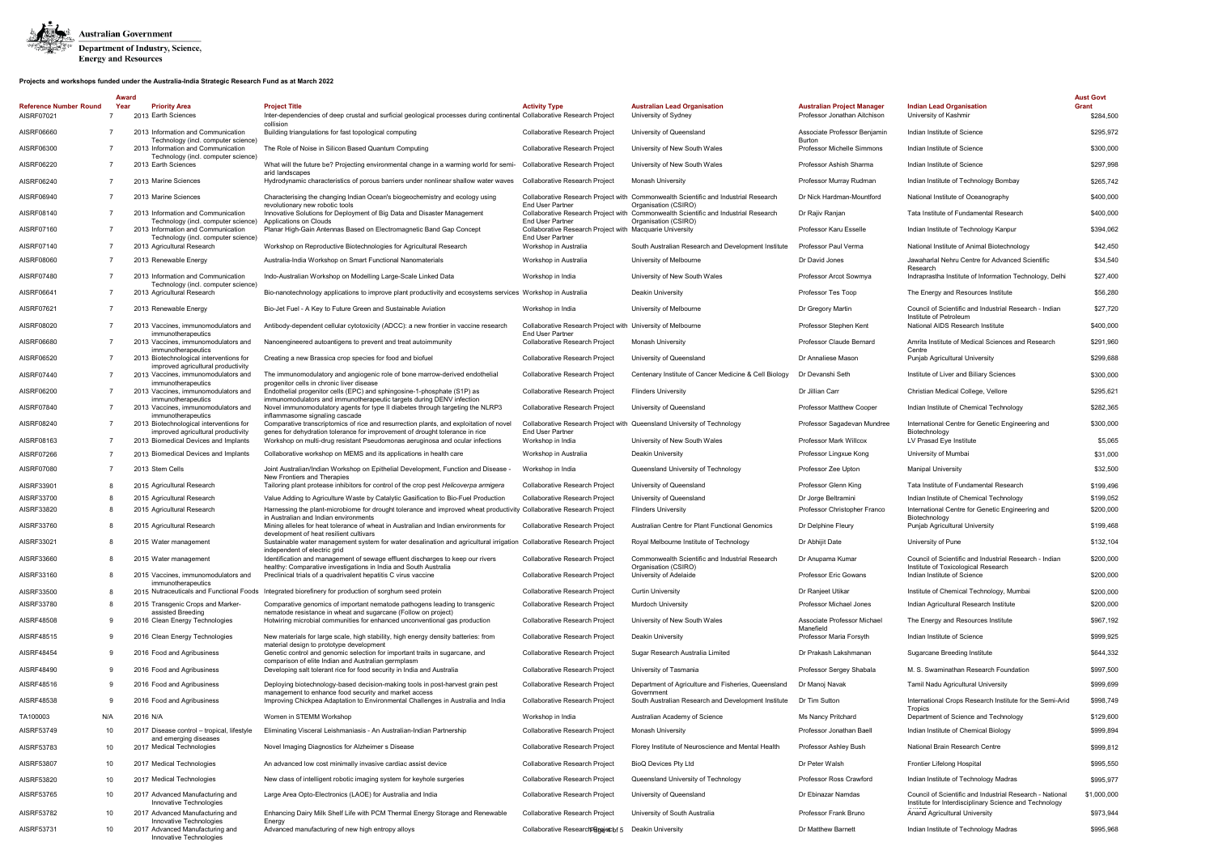**Australian Government**
**Department of Industry, Science, Energy and Resources**

**Projects and workshops funded under the Australia-India Strategic Research Fund as at March 2022**

| Reference Number | Round | Award Year | Priority Area | Project Title | Activity Type | Australian Lead Organisation | Australian Project Manager | Indian Lead Organisation | Aust Govt Grant |
|---|---|---|---|---|---|---|---|---|---|
| AISRF07021 | 7 | 2013 | Earth Sciences | Inter-dependencies of deep crustal and surficial geological processes during continental collision | Collaborative Research Project | University of Sydney | Professor Jonathan Aitchison | University of Kashmir | $284,500 |
| AISRF06660 | 7 | 2013 | Information and Communication Technology (incl. computer science) | Building triangulations for fast topological computing | Collaborative Research Project | University of Queensland | Associate Professor Benjamin Burton | Indian Institute of Science | $295,972 |
| AISRF06300 | 7 | 2013 | Information and Communication Technology (incl. computer science) | The Role of Noise in Silicon Based Quantum Computing | Collaborative Research Project | University of New South Wales | Professor Michelle Simmons | Indian Institute of Science | $300,000 |
| AISRF06220 | 7 | 2013 | Earth Sciences | What will the future be? Projecting environmental change in a warming world for semi-arid landscapes | Collaborative Research Project | University of New South Wales | Professor Ashish Sharma | Indian Institute of Science | $297,998 |
| AISRF06240 | 7 | 2013 | Marine Sciences | Hydrodynamic characteristics of porous barriers under nonlinear shallow water waves | Collaborative Research Project | Monash University | Professor Murray Rudman | Indian Institute of Technology Bombay | $265,742 |
| AISRF06940 | 7 | 2013 | Marine Sciences | Characterising the changing Indian Ocean's biogeochemistry and ecology using revolutionary new robotic tools | Collaborative Research Project with End User Partner | Commonwealth Scientific and Industrial Research Organisation (CSIRO) | Dr Nick Hardman-Mountford | National Institute of Oceanography | $400,000 |
| AISRF08140 | 7 | 2013 | Information and Communication Technology (incl. computer science) | Innovative Solutions for Deployment of Big Data and Disaster Management Applications on Clouds | Collaborative Research Project with End User Partner | Commonwealth Scientific and Industrial Research Organisation (CSIRO) | Dr Rajiv Ranjan | Tata Institute of Fundamental Research | $400,000 |
| AISRF07160 | 7 | 2013 | Information and Communication Technology (incl. computer science) | Planar High-Gain Antennas Based on Electromagnetic Band Gap Concept | Collaborative Research Project with End User Partner | Macquarie University | Professor Karu Esselle | Indian Institute of Technology Kanpur | $394,062 |
| AISRF07140 | 7 | 2013 | Agricultural Research | Workshop on Reproductive Biotechnologies for Agricultural Research | Workshop in Australia | South Australian Research and Development Institute | Professor Paul Verma | National Institute of Animal Biotechnology | $42,450 |
| AISRF08060 | 7 | 2013 | Renewable Energy | Australia-India Workshop on Smart Functional Nanomaterials | Workshop in Australia | University of Melbourne | Dr David Jones | Jawaharlal Nehru Centre for Advanced Scientific Research | $34,540 |
| AISRF07480 | 7 | 2013 | Information and Communication Technology (incl. computer science) | Indo-Australian Workshop on Modelling Large-Scale Linked Data | Workshop in India | University of New South Wales | Professor Arcot Sowmya | Indraprastha Institute of Information Technology, Delhi | $27,400 |
| AISRF06641 | 7 | 2013 | Agricultural Research | Bio-nanotechnology applications to improve plant productivity and ecosystems services | Workshop in Australia | Deakin University | Professor Tes Toop | The Energy and Resources Institute | $56,280 |
| AISRF07621 | 7 | 2013 | Renewable Energy | Bio-Jet Fuel - A Key to Future Green and Sustainable Aviation | Workshop in India | University of Melbourne | Dr Gregory Martin | Council of Scientific and Industrial Research - Indian Institute of Petroleum | $27,720 |
| AISRF08020 | 7 | 2013 | Vaccines, immunomodulators and immunotherapeutics | Antibody-dependent cellular cytotoxicity (ADCC): a new frontier in vaccine research | Collaborative Research Project with End User Partner | University of Melbourne | Professor Stephen Kent | National AIDS Research Institute | $400,000 |
| AISRF06680 | 7 | 2013 | Vaccines, immunomodulators and immunotherapeutics | Nanoengineered autoantigens to prevent and treat autoimmunity | Collaborative Research Project | Monash University | Professor Claude Bernard | Amrita Institute of Medical Sciences and Research Centre | $291,960 |
| AISRF06520 | 7 | 2013 | Biotechnological interventions for improved agricultural productivity | Creating a new Brassica crop species for food and biofuel | Collaborative Research Project | University of Queensland | Dr Annaliese Mason | Punjab Agricultural University | $299,688 |
| AISRF07440 | 7 | 2013 | Vaccines, immunomodulators and immunotherapeutics | The immunomodulatory and angiogenic role of bone marrow-derived endothelial progenitor cells in chronic liver disease | Collaborative Research Project | Centenary Institute of Cancer Medicine & Cell Biology | Dr Devanshi Seth | Institute of Liver and Biliary Sciences | $300,000 |
| AISRF06200 | 7 | 2013 | Vaccines, immunomodulators and immunotherapeutics | Endothelial progenitor cells (EPC) and sphingosine-1-phosphate (S1P) as immunomodulators and immunotherapeutic targets during DENV infection | Collaborative Research Project | Flinders University | Dr Jillian Carr | Christian Medical College, Vellore | $295,621 |
| AISRF07840 | 7 | 2013 | Vaccines, immunomodulators and immunotherapeutics | Novel immunomodulatory agents for type II diabetes through targeting the NLRP3 inflammasome signaling cascade | Collaborative Research Project | University of Queensland | Professor Matthew Cooper | Indian Institute of Chemical Technology | $282,365 |
| AISRF08240 | 7 | 2013 | Biotechnological interventions for improved agricultural productivity | Comparative transcriptomics of rice and resurrection plants, and exploitation of novel genes for dehydration tolerance for improvement of drought tolerance in rice | Collaborative Research Project with End User Partner | Queensland University of Technology | Professor Sagadevan Mundree | International Centre for Genetic Engineering and Biotechnology | $300,000 |
| AISRF08163 | 7 | 2013 | Biomedical Devices and Implants | Workshop on multi-drug resistant Pseudomonas aeruginosa and ocular infections | Workshop in India | University of New South Wales | Professor Mark Willcox | LV Prasad Eye Institute | $5,065 |
| AISRF07266 | 7 | 2013 | Biomedical Devices and Implants | Collaborative workshop on MEMS and its applications in health care | Workshop in Australia | Deakin University | Professor Lingxue Kong | University of Mumbai | $31,000 |
| AISRF07080 | 7 | 2013 | Stem Cells | Joint Australian/Indian Workshop on Epithelial Development, Function and Disease - New Frontiers and Therapies | Workshop in India | Queensland University of Technology | Professor Zee Upton | Manipal University | $32,500 |
| AISRF33901 | 8 | 2015 | Agricultural Research | Tailoring plant protease inhibitors for control of the crop pest *Helicoverpa armigera* | Collaborative Research Project | University of Queensland | Professor Glenn King | Tata Institute of Fundamental Research | $199,496 |
| AISRF33700 | 8 | 2015 | Agricultural Research | Value Adding to Agriculture Waste by Catalytic Gasification to Bio-Fuel Production | Collaborative Research Project | University of Queensland | Dr Jorge Beltramini | Indian Institute of Chemical Technology | $199,052 |
| AISRF33820 | 8 | 2015 | Agricultural Research | Harnessing the plant-microbiome for drought tolerance and improved wheat productivity in Australian and Indian environments | Collaborative Research Project | Flinders University | Professor Christopher Franco | International Centre for Genetic Engineering and Biotechnology | $200,000 |
| AISRF33760 | 8 | 2015 | Agricultural Research | Mining alleles for heat tolerance of wheat in Australian and Indian environments for development of heat resilient cultivars | Collaborative Research Project | Australian Centre for Plant Functional Genomics | Dr Delphine Fleury | Punjab Agricultural University | $199,468 |
| AISRF33021 | 8 | 2015 | Water management | Sustainable water management system for water desalination and agricultural irrigation independent of electric grid | Collaborative Research Project | Royal Melbourne Institute of Technology | Dr Abhijit Date | University of Pune | $132,104 |
| AISRF33660 | 8 | 2015 | Water management | Identification and management of sewage effluent discharges to keep our rivers healthy: Comparative investigations in India and South Australia | Collaborative Research Project | Commonwealth Scientific and Industrial Research Organisation (CSIRO) | Dr Anupama Kumar | Council of Scientific and Industrial Research - Indian Institute of Toxicological Research | $200,000 |
| AISRF33160 | 8 | 2015 | Vaccines, immunomodulators and immunotherapeutics | Preclinical trials of a quadrivalent hepatitis C virus vaccine | Collaborative Research Project | University of Adelaide | Professor Eric Gowans | Indian Institute of Science | $200,000 |
| AISRF33500 | 8 | 2015 | Nutraceuticals and Functional Foods | Integrated biorefinery for production of sorghum seed protein | Collaborative Research Project | Curtin University | Dr Ranjeet Utikar | Institute of Chemical Technology, Mumbai | $200,000 |
| AISRF33780 | 8 | 2015 | Transgenic Crops and Marker-assisted Breeding | Comparative genomics of important nematode pathogens leading to transgenic nematode resistance in wheat and sugarcane (Follow on project) | Collaborative Research Project | Murdoch University | Professor Michael Jones | Indian Agricultural Research Institute | $200,000 |
| AISRF48508 | 9 | 2016 | Clean Energy Technologies | Hotwiring microbial communities for enhanced unconventional gas production | Collaborative Research Project | University of New South Wales | Associate Professor Michael Manefield | The Energy and Resources Institute | $967,192 |
| AISRF48515 | 9 | 2016 | Clean Energy Technologies | New materials for large scale, high stability, high energy density batteries: from material design to prototype development | Collaborative Research Project | Deakin University | Professor Maria Forsyth | Indian Institute of Science | $999,925 |
| AISRF48454 | 9 | 2016 | Food and Agribusiness | Genetic control and genomic selection for important traits in sugarcane, and comparison of elite Indian and Australian germplasm | Collaborative Research Project | Sugar Research Australia Limited | Dr Prakash Lakshmanan | Sugarcane Breeding Institute | $644,332 |
| AISRF48490 | 9 | 2016 | Food and Agribusiness | Developing salt tolerant rice for food security in India and Australia | Collaborative Research Project | University of Tasmania | Professor Sergey Shabala | M. S. Swaminathan Research Foundation | $997,500 |
| AISRF48516 | 9 | 2016 | Food and Agribusiness | Deploying biotechnology-based decision-making tools in post-harvest grain pest management to enhance food security and market access | Collaborative Research Project | Department of Agriculture and Fisheries, Queensland Government | Dr Manoj Navak | Tamil Nadu Agricultural University | $999,699 |
| AISRF48538 | 9 | 2016 | Food and Agribusiness | Improving Chickpea Adaptation to Environmental Challenges in Australia and India | Collaborative Research Project | South Australian Research and Development Institute | Dr Tim Sutton | International Crops Research Institute for the Semi-Arid Tropics | $998,749 |
| TA100003 | N/A | 2016 | N/A | Women in STEMM Workshop | Workshop in India | Australian Academy of Science | Ms Nancy Pritchard | Department of Science and Technology | $129,600 |
| AISRF53749 | 10 | 2017 | Disease control – tropical, lifestyle and emerging diseases | Eliminating Visceral Leishmaniasis - An Australian-Indian Partnership | Collaborative Research Project | Monash University | Professor Jonathan Baell | Indian Institute of Chemical Biology | $999,894 |
| AISRF53783 | 10 | 2017 | Medical Technologies | Novel Imaging Diagnostics for Alzheimer s Disease | Collaborative Research Project | Florey Institute of Neuroscience and Mental Health | Professor Ashley Bush | National Brain Research Centre | $999,812 |
| AISRF53807 | 10 | 2017 | Medical Technologies | An advanced low cost minimally invasive cardiac assist device | Collaborative Research Project | BioQ Devices Pty Ltd | Dr Peter Walsh | Frontier Lifelong Hospital | $995,550 |
| AISRF53820 | 10 | 2017 | Medical Technologies | New class of intelligent robotic imaging system for keyhole surgeries | Collaborative Research Project | Queensland University of Technology | Professor Ross Crawford | Indian Institute of Technology Madras | $995,977 |
| AISRF53765 | 10 | 2017 | Advanced Manufacturing and Innovative Technologies | Large Area Opto-Electronics (LAOE) for Australia and India | Collaborative Research Project | University of Queensland | Dr Ebinazar Namdas | Council of Scientific and Industrial Research - National Institute for Interdisciplinary Science and Technology | $1,000,000 |
| AISRF53782 | 10 | 2017 | Advanced Manufacturing and Innovative Technologies | Enhancing Dairy Milk Shelf Life with PCM Thermal Energy Storage and Renewable Energy | Collaborative Research Project | University of South Australia | Professor Frank Bruno | Anand Agricultural University | $973,944 |
| AISRF53731 | 10 | 2017 | Advanced Manufacturing and Innovative Technologies | Advanced manufacturing of new high entropy alloys | Collaborative Research Project | Deakin University | Dr Matthew Barnett | Indian Institute of Technology Madras | $995,968 |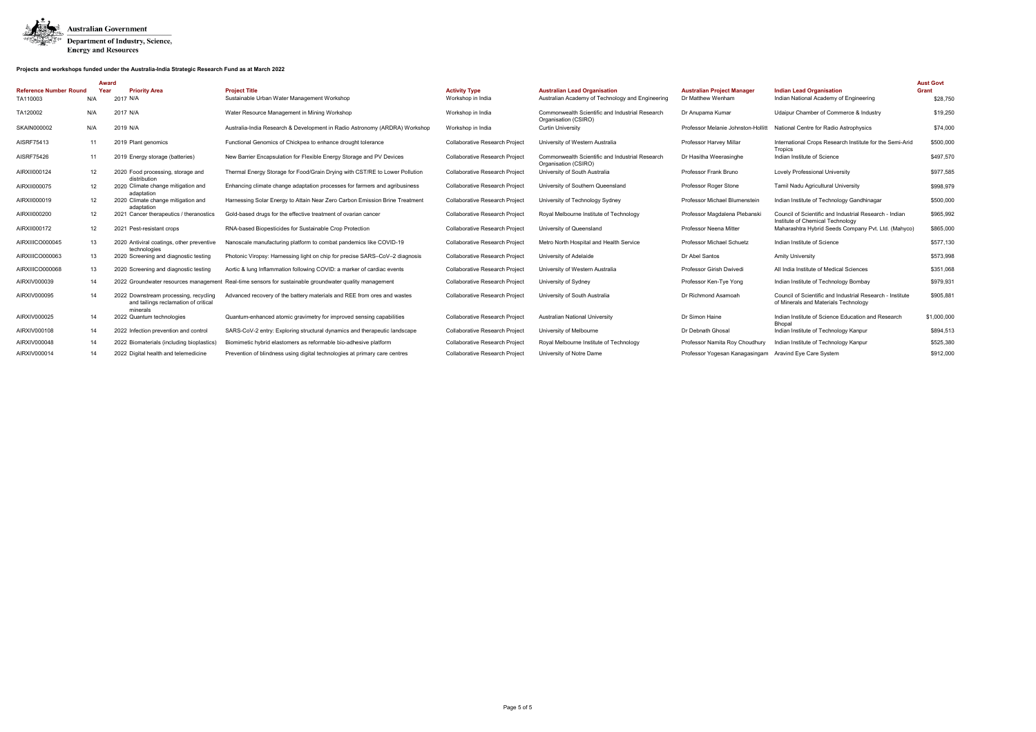Australian Government

Department of Industry, Science, Energy and Resources

**Projects and workshops funded under the Australia-India Strategic Research Fund as at March 2022**

| Reference Number | Award Round | Year | Priority Area | Project Title | Activity Type | Australian Lead Organisation | Australian Project Manager | Indian Lead Organisation | Aust Govt Grant |
|---|---|---|---|---|---|---|---|---|---|
| TA110003 | N/A | 2017 | N/A | Sustainable Urban Water Management Workshop | Workshop in India | Australian Academy of Technology and Engineering | Dr Matthew Wenham | Indian National Academy of Engineering | $28,750 |
| TA120002 | N/A | 2017 | N/A | Water Resource Management in Mining Workshop | Workshop in India | Commonwealth Scientific and Industrial Research Organisation (CSIRO) | Dr Anupama Kumar | Udaipur Chamber of Commerce & Industry | $19,250 |
| SKAIN000002 | N/A | 2019 | N/A | Australia-India Research & Development in Radio Astronomy (ARDRA) Workshop | Workshop in India | Curtin University | Professor Melanie Johnston-Hollitt | National Centre for Radio Astrophysics | $74,000 |
| AISRF75413 | 11 | 2019 | Plant genomics | Functional Genomics of Chickpea to enhance drought tolerance | Collaborative Research Project | University of Western Australia | Professor Harvey Millar | International Crops Research Institute for the Semi-Arid Tropics | $500,000 |
| AISRF75426 | 11 | 2019 | Energy storage (batteries) | New Barrier Encapsulation for Flexible Energy Storage and PV Devices | Collaborative Research Project | Commonwealth Scientific and Industrial Research Organisation (CSIRO) | Dr Hasitha Weerasinghe | Indian Institute of Science | $497,570 |
| AIRXII000124 | 12 | 2020 | Food processing, storage and distribution | Thermal Energy Storage for Food/Grain Drying with CST/RE to Lower Pollution | Collaborative Research Project | University of South Australia | Professor Frank Bruno | Lovely Professional University | $977,585 |
| AIRXII000075 | 12 | 2020 | Climate change mitigation and adaptation | Enhancing climate change adaptation processes for farmers and agribusiness | Collaborative Research Project | University of Southern Queensland | Professor Roger Stone | Tamil Nadu Agricultural University | $998,979 |
| AIRXII000019 | 12 | 2020 | Climate change mitigation and adaptation | Harnessing Solar Energy to Attain Near Zero Carbon Emission Brine Treatment | Collaborative Research Project | University of Technology Sydney | Professor Michael Blumenstein | Indian Institute of Technology Gandhinagar | $500,000 |
| AIRXII000200 | 12 | 2021 | Cancer therapeutics / theranostics | Gold-based drugs for the effective treatment of ovarian cancer | Collaborative Research Project | Royal Melbourne Institute of Technology | Professor Magdalena Plebanski | Council of Scientific and Industrial Research - Indian Institute of Chemical Technology | $965,992 |
| AIRXII000172 | 12 | 2021 | Pest-resistant crops | RNA-based Biopesticides for Sustainable Crop Protection | Collaborative Research Project | University of Queensland | Professor Neena Mitter | Maharashtra Hybrid Seeds Company Pvt. Ltd. (Mahyco) | $865,000 |
| AIRXIIICO000045 | 13 | 2020 | Antiviral coatings, other preventive technologies | Nanoscale manufacturing platform to combat pandemics like COVID-19 | Collaborative Research Project | Metro North Hospital and Health Service | Professor Michael Schuetz | Indian Institute of Science | $577,130 |
| AIRXIIICO000063 | 13 | 2020 | Screening and diagnostic testing | Photonic Viropsy: Harnessing light on chip for precise SARS–CoV–2 diagnosis | Collaborative Research Project | University of Adelaide | Dr Abel Santos | Amity University | $573,998 |
| AIRXIIICO000068 | 13 | 2020 | Screening and diagnostic testing | Aortic & lung Inflammation following COVID: a marker of cardiac events | Collaborative Research Project | University of Western Australia | Professor Girish Dwivedi | All India Institute of Medical Sciences | $351,068 |
| AIRXIV000039 | 14 | 2022 | Groundwater resources management | Real-time sensors for sustainable groundwater quality management | Collaborative Research Project | University of Sydney | Professor Ken-Tye Yong | Indian Institute of Technology Bombay | $979,931 |
| AIRXIV000095 | 14 | 2022 | Downstream processing, recycling and tailings reclamation of critical minerals | Advanced recovery of the battery materials and REE from ores and wastes | Collaborative Research Project | University of South Australia | Dr Richmond Asamoah | Council of Scientific and Industrial Research - Institute of Minerals and Materials Technology | $905,881 |
| AIRXIV000025 | 14 | 2022 | Quantum technologies | Quantum-enhanced atomic gravimetry for improved sensing capabilities | Collaborative Research Project | Australian National University | Dr Simon Haine | Indian Institute of Science Education and Research Bhopal | $1,000,000 |
| AIRXIV000108 | 14 | 2022 | Infection prevention and control | SARS-CoV-2 entry: Exploring structural dynamics and therapeutic landscape | Collaborative Research Project | University of Melbourne | Dr Debnath Ghosal | Indian Institute of Technology Kanpur | $894,513 |
| AIRXIV000048 | 14 | 2022 | Biomaterials (including bioplastics) | Biomimetic hybrid elastomers as reformable bio-adhesive platform | Collaborative Research Project | Royal Melbourne Institute of Technology | Professor Namita Roy Choudhury | Indian Institute of Technology Kanpur | $525,380 |
| AIRXIV000014 | 14 | 2022 | Digital health and telemedicine | Prevention of blindness using digital technologies at primary care centres | Collaborative Research Project | University of Notre Dame | Professor Yogesan Kanagasingam | Aravind Eye Care System | $912,000 |